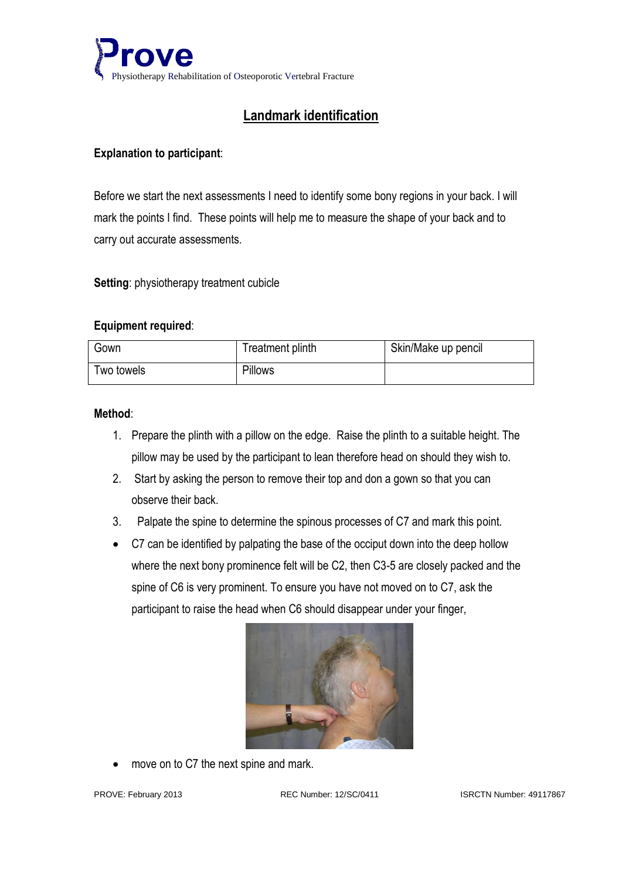# Prove

Physiotherapy Rehabilitation of Osteoporotic Vertebral Fracture

## Landmark identification

**Explanation to participant**:

Before we start the next assessments I need to identify some bony regions in your back. I will mark the points I find. These points will help me to measure the shape of your back and to carry out accurate assessments.

**Setting**: physiotherapy treatment cubicle

**Equipment required**:

| | | |
|---|---|---|
| Gown | Treatment plinth | Skin/Make up pencil |
| Two towels | Pillows | |

**Method**:

1. Prepare the plinth with a pillow on the edge. Raise the plinth to a suitable height. The pillow may be used by the participant to lean therefore head on should they wish to.
2. Start by asking the person to remove their top and don a gown so that you can observe their back.
3. Palpate the spine to determine the spinous processes of C7 and mark this point.

- C7 can be identified by palpating the base of the occiput down into the deep hollow where the next bony prominence felt will be C2, then C3-5 are closely packed and the spine of C6 is very prominent. To ensure you have not moved on to C7, ask the participant to raise the head when C6 should disappear under your finger,

- move on to C7 the next spine and mark.

PROVE: February 2013 REC Number: 12/SC/0411 ISRCTN Number: 49117867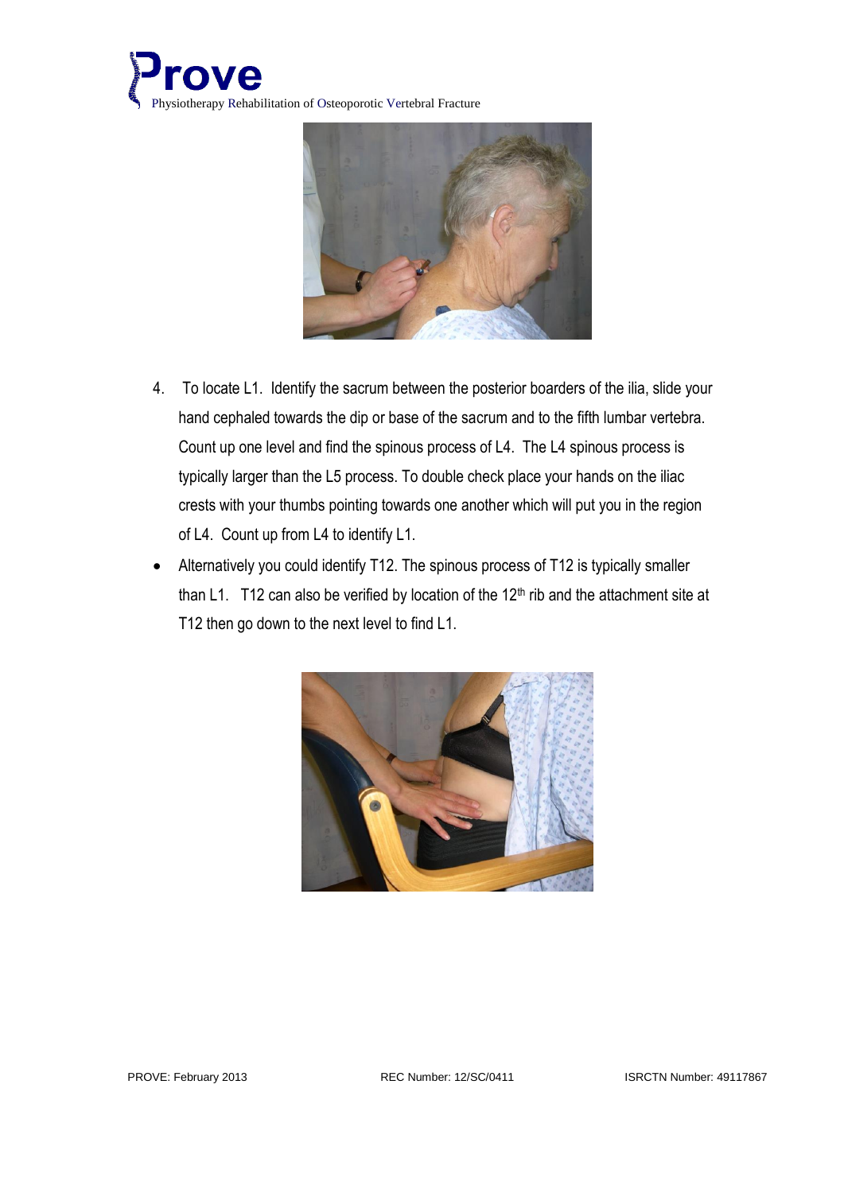4. To locate L1. Identify the sacrum between the posterior boarders of the ilia, slide your hand cephaled towards the dip or base of the sacrum and to the fifth lumbar vertebra. Count up one level and find the spinous process of L4. The L4 spinous process is typically larger than the L5 process. To double check place your hands on the iliac crests with your thumbs pointing towards one another which will put you in the region of L4. Count up from L4 to identify L1.

- Alternatively you could identify T12. The spinous process of T12 is typically smaller than L1. T12 can also be verified by location of the 12th rib and the attachment site at T12 then go down to the next level to find L1.